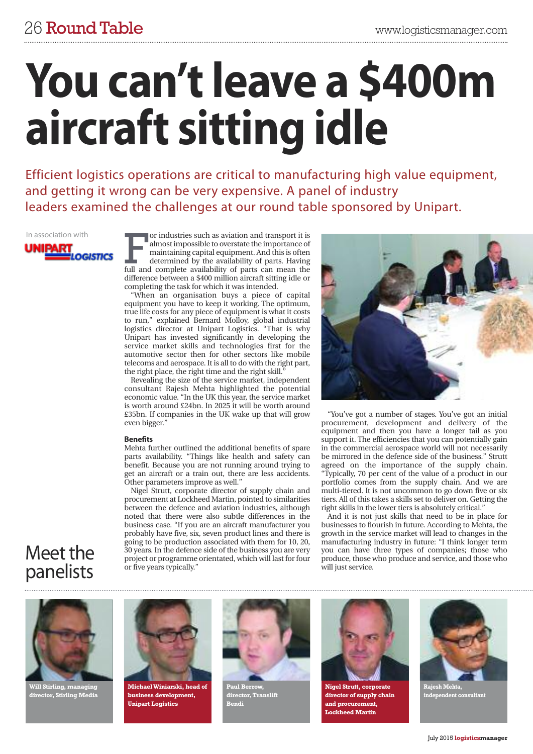# You can't leave a $400m aircraft sitting idle

Efficient logistics operations are critical to manufacturing high value equipment, and getting it wrong can be very expensive. A panel of industry leaders examined the challenges at our round table sponsored by Unipart.

In association with UNIPART LOGISTICS

For industries such as aviation and transport it is almost impossible to overstate the importance of maintaining capital equipment. And this is often determined by the availability of parts. Having full and complete availability of parts can mean the difference between a $400 million aircraft sitting idle or completing the task for which it was intended.

"When an organisation buys a piece of capital equipment you have to keep it working. The optimum, true life costs for any piece of equipment is what it costs to run," explained Bernard Molloy, global industrial logistics director at Unipart Logistics. "That is why Unipart has invested significantly in developing the service market skills and technologies first for the automotive sector then for other sectors like mobile telecoms and aerospace. It is all to do with the right part, the right place, the right time and the right skill."

Revealing the size of the service market, independent consultant Rajesh Mehta highlighted the potential economic value. "In the UK this year, the service market is worth around £24bn. In 2025 it will be worth around £35bn. If companies in the UK wake up that will grow even bigger."

**Benefits**

Mehta further outlined the additional benefits of spare parts availability. "Things like health and safety can benefit. Because you are not running around trying to get an aircraft or a train out, there are less accidents. Other parameters improve as well."

Nigel Strutt, corporate director of supply chain and procurement at Lockheed Martin, pointed to similarities between the defence and aviation industries, although noted that there were also subtle differences in the business case. "If you are an aircraft manufacturer you probably have five, six, seven product lines and there is going to be production associated with them for 10, 20, 30 years. In the defence side of the business you are very project or programme orientated, which will last for four or five years typically."

"You've got a number of stages. You've got an initial procurement, development and delivery of the equipment and then you have a longer tail as you support it. The efficiencies that you can potentially gain in the commercial aerospace world will not necessarily be mirrored in the defence side of the business." Strutt agreed on the importance of the supply chain. "Typically, 70 per cent of the value of a product in our portfolio comes from the supply chain. And we are multi-tiered. It is not uncommon to go down five or six tiers. All of this takes a skills set to deliver on. Getting the right skills in the lower tiers is absolutely critical."

And it is not just skills that need to be in place for businesses to flourish in future. According to Mehta, the growth in the service market will lead to changes in the manufacturing industry in future: "I think longer term you can have three types of companies; those who produce, those who produce and service, and those who will just service."

## Meet the panelists

**Will Stirling, managing director, Stirling Media**

**Michael Winiarski, head of business development, Unipart Logistics**

**Paul Berrow, director, Translift Bendi**

**Nigel Strutt, corporate director of supply chain and procurement, Lockheed Martin**

**Rajesh Mehta, independent consultant**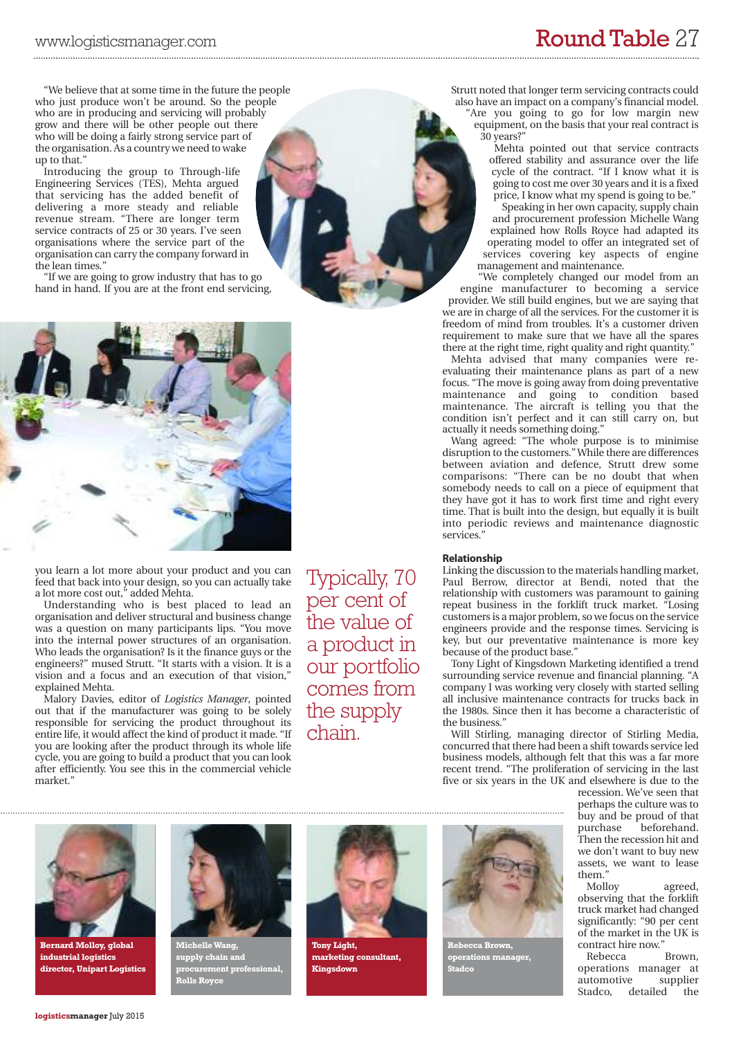"We believe that at some time in the future the people who just produce won't be around. So the people who are in producing and servicing will probably grow and there will be other people out there who will be doing a fairly strong service part of the organisation. As a country we need to wake up to that."

Introducing the group to Through-life Engineering Services (TES), Mehta argued that servicing has the added benefit of delivering a more steady and reliable revenue stream. "There are longer term service contracts of 25 or 30 years. I've seen organisations where the service part of the organisation can carry the company forward in the lean times."

"If we are going to grow industry that has to go hand in hand. If you are at the front end servicing, you learn a lot more about your product and you can feed that back into your design, so you can actually take a lot more cost out," added Mehta.

Understanding who is best placed to lead an organisation and deliver structural and business change was a question on many participants lips. "You move into the internal power structures of an organisation. Who leads the organisation? Is it the finance guys or the engineers?" mused Strutt. "It starts with a vision. It is a vision and a focus and an execution of that vision," explained Mehta.

Malory Davies, editor of *Logistics Manager*, pointed out that if the manufacturer was going to be solely responsible for servicing the product throughout its entire life, it would affect the kind of product it made. "If you are looking after the product through its whole life cycle, you are going to build a product that you can look after efficiently. You see this in the commercial vehicle market."

> Typically, 70 per cent of the value of a product in our portfolio comes from the supply chain.

Strutt noted that longer term servicing contracts could also have an impact on a company's financial model. "Are you going to go for low margin new equipment, on the basis that your real contract is 30 years?"

Mehta pointed out that service contracts offered stability and assurance over the life cycle of the contract. "If I know what it is going to cost me over 30 years and it is a fixed price, I know what my spend is going to be."

Speaking in her own capacity, supply chain and procurement profession Michelle Wang explained how Rolls Royce had adapted its operating model to offer an integrated set of services covering key aspects of engine management and maintenance.

"We completely changed our model from an engine manufacturer to becoming a service provider. We still build engines, but we are saying that we are in charge of all the services. For the customer it is freedom of mind from troubles. It's a customer driven requirement to make sure that we have all the spares there at the right time, right quality and right quantity."

Mehta advised that many companies were re-evaluating their maintenance plans as part of a new focus. "The move is going away from doing preventative maintenance and going to condition based maintenance. The aircraft is telling you that the condition isn't perfect and it can still carry on, but actually it needs something doing."

Wang agreed: "The whole purpose is to minimise disruption to the customers." While there are differences between aviation and defence, Strutt drew some comparisons: "There can be no doubt that when somebody needs to call on a piece of equipment that they have got it has to work first time and right every time. That is built into the design, but equally it is built into periodic reviews and maintenance diagnostic services."

### Relationship

Linking the discussion to the materials handling market, Paul Berrow, director at Bendi, noted that the relationship with customers was paramount to gaining repeat business in the forklift truck market. "Losing customers is a major problem, so we focus on the service engineers provide and the response times. Servicing is key, but our preventative maintenance is more key because of the product base."

Tony Light of Kingsdown Marketing identified a trend surrounding service revenue and financial planning. "A company I was working very closely with started selling all inclusive maintenance contracts for trucks back in the 1980s. Since then it has become a characteristic of the business."

Will Stirling, managing director of Stirling Media, concurred that there had been a shift towards service led business models, although felt that this was a far more recent trend. "The proliferation of servicing in the last five or six years in the UK and elsewhere is due to the recession. We've seen that perhaps the culture was to buy and be proud of that purchase beforehand. Then the recession hit and we don't want to buy new assets, we want to lease them."

Molloy agreed, observing that the forklift truck market had changed significantly: "90 per cent of the market in the UK is contract hire now."

Rebecca Brown, operations manager at automotive supplier Stadco, detailed the

**Bernard Molloy, global industrial logistics director, Unipart Logistics**

**Michelle Wang, supply chain and procurement professional, Rolls Royce**

**Tony Light, marketing consultant, Kingsdown**

**Rebecca Brown, operations manager, Stadco**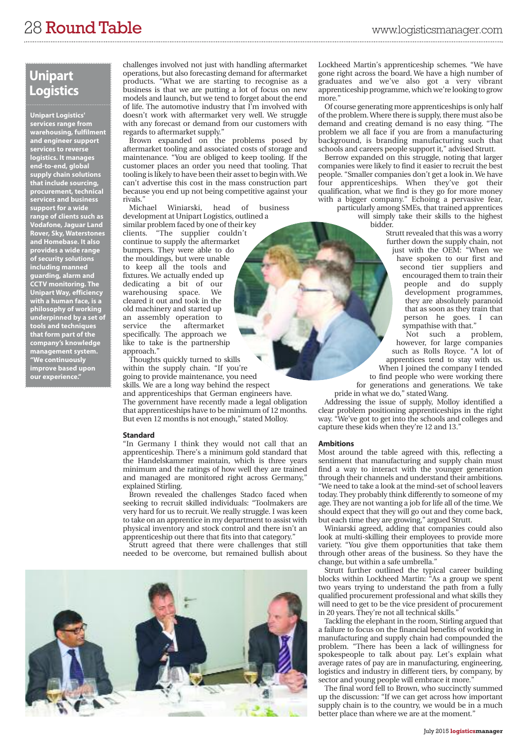## Unipart Logistics

**Unipart Logistics' services range from warehousing, fulfilment and engineer support services to reverse logistics. It manages end-to-end, global supply chain solutions that include sourcing, procurement, technical services and business support for a wide range of clients such as Vodafone, Jaguar Land Rover, Sky, Waterstones and Homebase. It also provides a wide range of security solutions including manned guarding, alarm and CCTV monitoring. The Unipart Way, efficiency with a human face, is a philosophy of working underpinned by a set of tools and techniques that form part of the company's knowledge management system. "We continuously improve based upon our experience."**

challenges involved not just with handling aftermarket operations, but also forecasting demand for aftermarket products. "What we are starting to recognise as a business is that we are putting a lot of focus on new models and launch, but we tend to forget about the end of life. The automotive industry that I'm involved with doesn't work with aftermarket very well. We struggle with any forecast or demand from our customers with regards to aftermarket supply."

Brown expanded on the problems posed by aftermarket tooling and associated costs of storage and maintenance. "You are obliged to keep tooling. If the customer places an order you need that tooling. That tooling is likely to have been their asset to begin with. We can't advertise this cost in the mass construction part because you end up not being competitive against your rivals."

Michael Winiarski, head of business development at Unipart Logistics, outlined a similar problem faced by one of their key clients. "The supplier couldn't continue to supply the aftermarket bumpers. They were able to do the mouldings, but were unable to keep all the tools and fixtures. We actually ended up dedicating a bit of our warehousing space. We cleared it out and took in the old machinery and started up an assembly operation to service the aftermarket specifically. The approach we like to take is the partnership approach."

Thoughts quickly turned to skills within the supply chain. "If you're going to provide maintenance, you need skills. We are a long way behind the respect and apprenticeships that German engineers have. The government have recently made a legal obligation that apprenticeships have to be minimum of 12 months. But even 12 months is not enough," stated Molloy.

### Standard

"In Germany I think they would not call that an apprenticeship. There's a minimum gold standard that the Handelskammer maintain, which is three years minimum and the ratings of how well they are trained and managed are monitored right across Germany," explained Stirling.

Brown revealed the challenges Stadco faced when seeking to recruit skilled individuals: "Toolmakers are very hard for us to recruit. We really struggle. I was keen to take on an apprentice in my department to assist with physical inventory and stock control and there isn't an apprenticeship out there that fits into that category."

Strutt agreed that there were challenges that still needed to be overcome, but remained bullish about Lockheed Martin's apprenticeship schemes. "We have gone right across the board. We have a high number of graduates and we've also got a very vibrant apprenticeship programme, which we're looking to grow more."

Of course generating more apprenticeships is only half of the problem. Where there is supply, there must also be demand and creating demand is no easy thing. "The problem we all face if you are from a manufacturing background, is branding manufacturing such that schools and careers people support it," advised Strutt.

Berrow expanded on this struggle, noting that larger companies were likely to find it easier to recruit the best people. "Smaller companies don't get a look in. We have four apprenticeships. When they've got their qualification, what we find is they go for more money with a bigger company." Echoing a pervasive fear, particularly among SMEs, that trained apprentices will simply take their skills to the highest bidder.

Strutt revealed that this was a worry further down the supply chain, not just with the OEM: "When we have spoken to our first and second tier suppliers and encouraged them to train their people and do supply development programmes, they are absolutely paranoid that as soon as they train that person he goes. I can sympathise with that."

Not such a problem, however, for large companies such as Rolls Royce. "A lot of apprentices tend to stay with us. When I joined the company I tended to find people who were working there for generations and generations. We take pride in what we do," stated Wang.

Addressing the issue of supply, Molloy identified a clear problem positioning apprenticeships in the right way. "We've got to get into the schools and colleges and capture these kids when they're 12 and 13."

### Ambitions

Most around the table agreed with this, reflecting a sentiment that manufacturing and supply chain must find a way to interact with the younger generation through their channels and understand their ambitions. "We need to take a look at the mind-set of school leavers today. They probably think differently to someone of my age. They are not wanting a job for life all of the time. We should expect that they will go out and they come back, but each time they are growing," argued Strutt.

Winiarski agreed, adding that companies could also look at multi-skilling their employees to provide more variety. "You give them opportunities that take them through other areas of the business. So they have the change, but within a safe umbrella."

Strutt further outlined the typical career building blocks within Lockheed Martin: "As a group we spent two years trying to understand the path from a fully qualified procurement professional and what skills they will need to get to be the vice president of procurement in 20 years. They're not all technical skills."

Tackling the elephant in the room, Stirling argued that a failure to focus on the financial benefits of working in manufacturing and supply chain had compounded the problem. "There has been a lack of willingness for spokespeople to talk about pay. Let's explain what average rates of pay are in manufacturing, engineering, logistics and industry in different tiers, by company, by sector and young people will embrace it more."

The final word fell to Brown, who succinctly summed up the discussion: "If we can get across how important supply chain is to the country, we would be in a much better place than where we are at the moment."